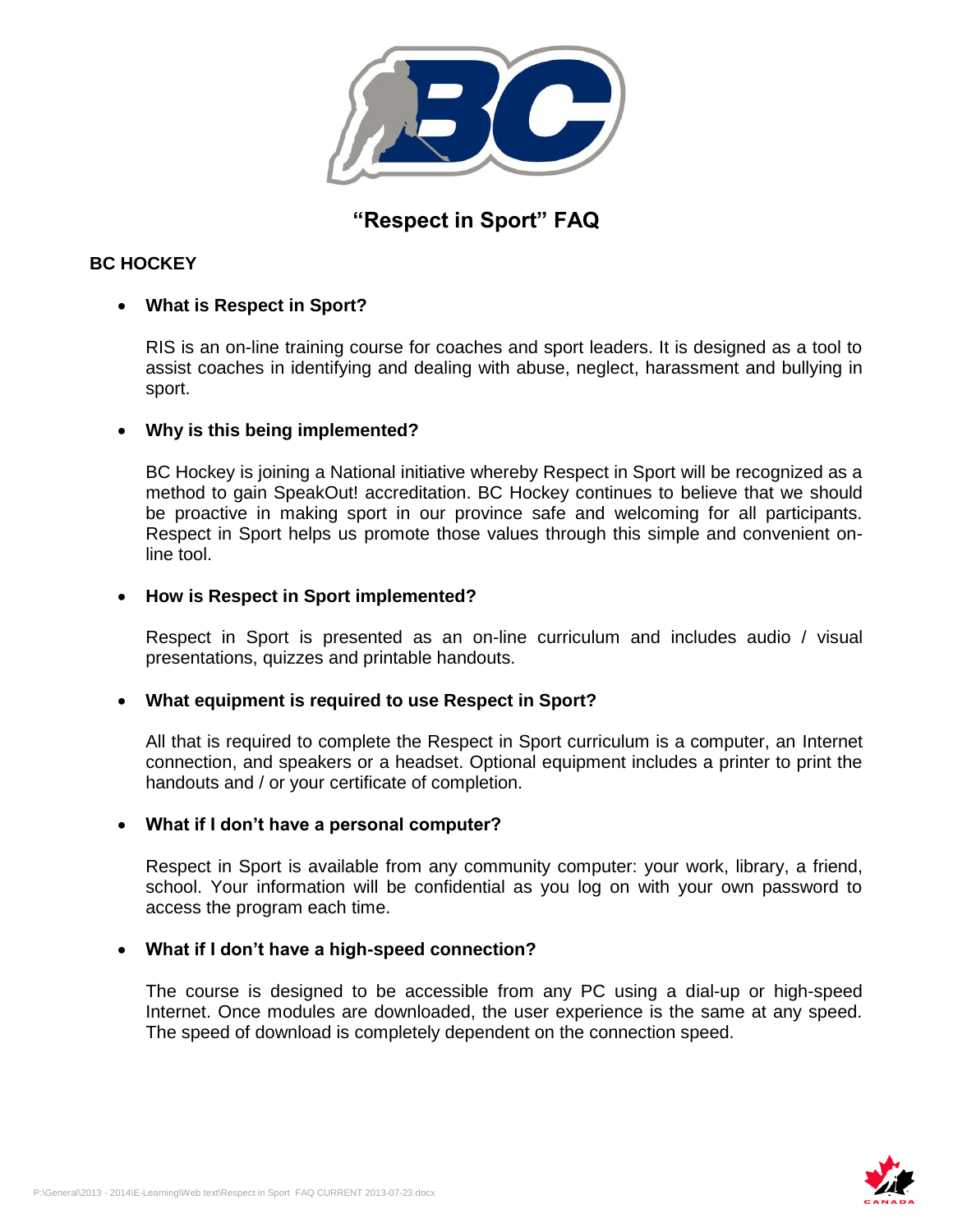# "Respect in Sport" FAQ

## BC HOCKEY

- **What is Respect in Sport?**

  RIS is an on-line training course for coaches and sport leaders. It is designed as a tool to assist coaches in identifying and dealing with abuse, neglect, harassment and bullying in sport.

- **Why is this being implemented?**

  BC Hockey is joining a National initiative whereby Respect in Sport will be recognized as a method to gain SpeakOut! accreditation. BC Hockey continues to believe that we should be proactive in making sport in our province safe and welcoming for all participants. Respect in Sport helps us promote those values through this simple and convenient on-line tool.

- **How is Respect in Sport implemented?**

  Respect in Sport is presented as an on-line curriculum and includes audio / visual presentations, quizzes and printable handouts.

- **What equipment is required to use Respect in Sport?**

  All that is required to complete the Respect in Sport curriculum is a computer, an Internet connection, and speakers or a headset. Optional equipment includes a printer to print the handouts and / or your certificate of completion.

- **What if I don't have a personal computer?**

  Respect in Sport is available from any community computer: your work, library, a friend, school. Your information will be confidential as you log on with your own password to access the program each time.

- **What if I don't have a high-speed connection?**

  The course is designed to be accessible from any PC using a dial-up or high-speed Internet. Once modules are downloaded, the user experience is the same at any speed. The speed of download is completely dependent on the connection speed.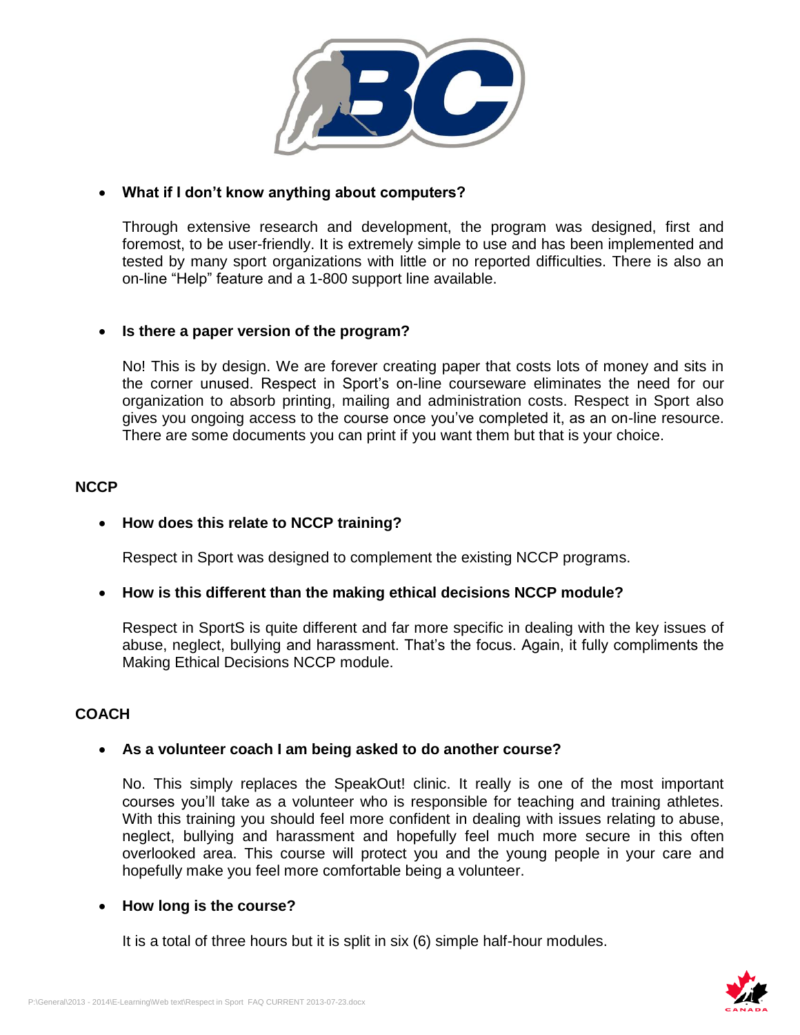- **What if I don't know anything about computers?**

  Through extensive research and development, the program was designed, first and foremost, to be user-friendly. It is extremely simple to use and has been implemented and tested by many sport organizations with little or no reported difficulties. There is also an on-line "Help" feature and a 1-800 support line available.

- **Is there a paper version of the program?**

  No! This is by design. We are forever creating paper that costs lots of money and sits in the corner unused. Respect in Sport's on-line courseware eliminates the need for our organization to absorb printing, mailing and administration costs. Respect in Sport also gives you ongoing access to the course once you've completed it, as an on-line resource. There are some documents you can print if you want them but that is your choice.

**NCCP**

- **How does this relate to NCCP training?**

  Respect in Sport was designed to complement the existing NCCP programs.

- **How is this different than the making ethical decisions NCCP module?**

  Respect in SportS is quite different and far more specific in dealing with the key issues of abuse, neglect, bullying and harassment. That's the focus. Again, it fully compliments the Making Ethical Decisions NCCP module.

**COACH**

- **As a volunteer coach I am being asked to do another course?**

  No. This simply replaces the SpeakOut! clinic. It really is one of the most important courses you'll take as a volunteer who is responsible for teaching and training athletes. With this training you should feel more confident in dealing with issues relating to abuse, neglect, bullying and harassment and hopefully feel much more secure in this often overlooked area. This course will protect you and the young people in your care and hopefully make you feel more comfortable being a volunteer.

- **How long is the course?**

  It is a total of three hours but it is split in six (6) simple half-hour modules.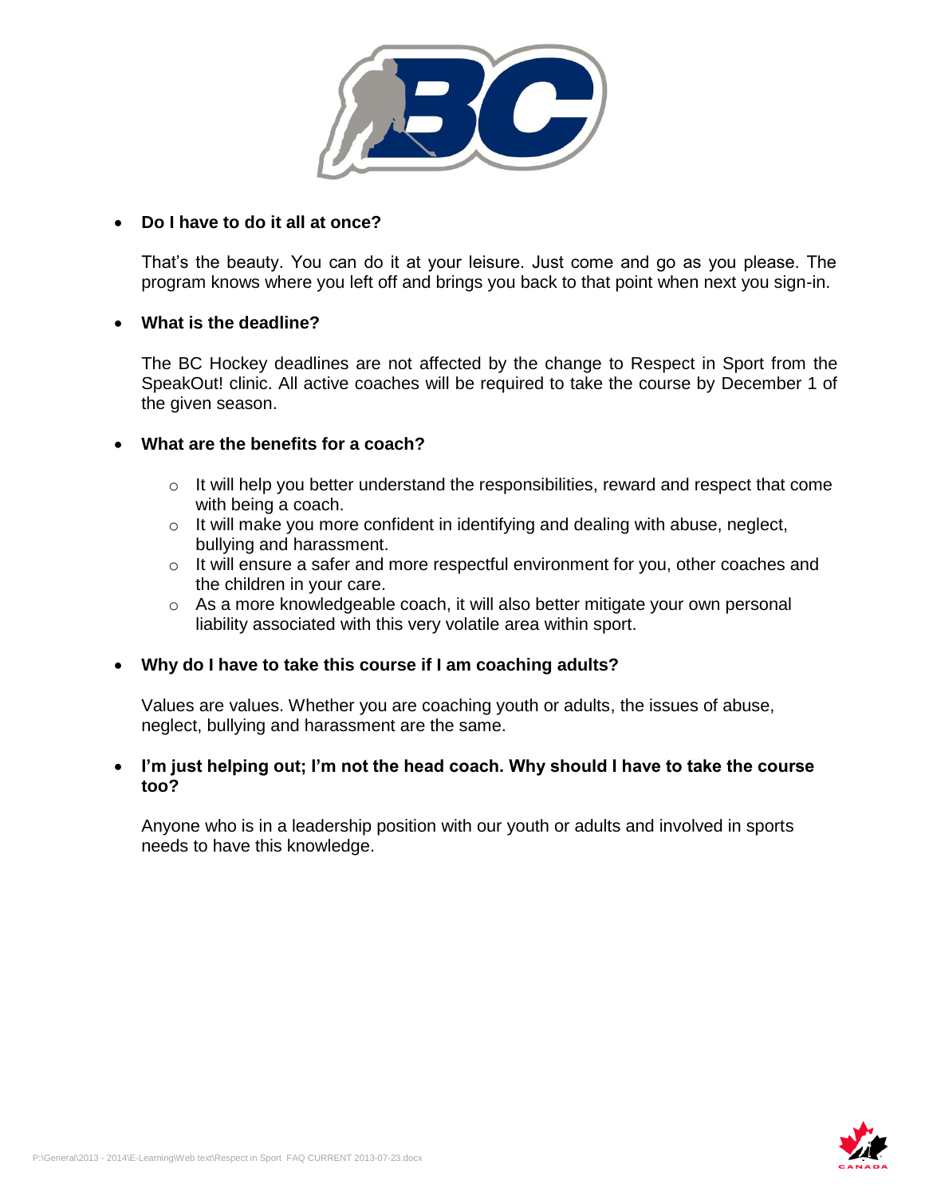- **Do I have to do it all at once?**

  That's the beauty. You can do it at your leisure. Just come and go as you please. The program knows where you left off and brings you back to that point when next you sign-in.

- **What is the deadline?**

  The BC Hockey deadlines are not affected by the change to Respect in Sport from the SpeakOut! clinic. All active coaches will be required to take the course by December 1 of the given season.

- **What are the benefits for a coach?**

  - It will help you better understand the responsibilities, reward and respect that come with being a coach.
  - It will make you more confident in identifying and dealing with abuse, neglect, bullying and harassment.
  - It will ensure a safer and more respectful environment for you, other coaches and the children in your care.
  - As a more knowledgeable coach, it will also better mitigate your own personal liability associated with this very volatile area within sport.

- **Why do I have to take this course if I am coaching adults?**

  Values are values. Whether you are coaching youth or adults, the issues of abuse, neglect, bullying and harassment are the same.

- **I'm just helping out; I'm not the head coach. Why should I have to take the course too?**

  Anyone who is in a leadership position with our youth or adults and involved in sports needs to have this knowledge.